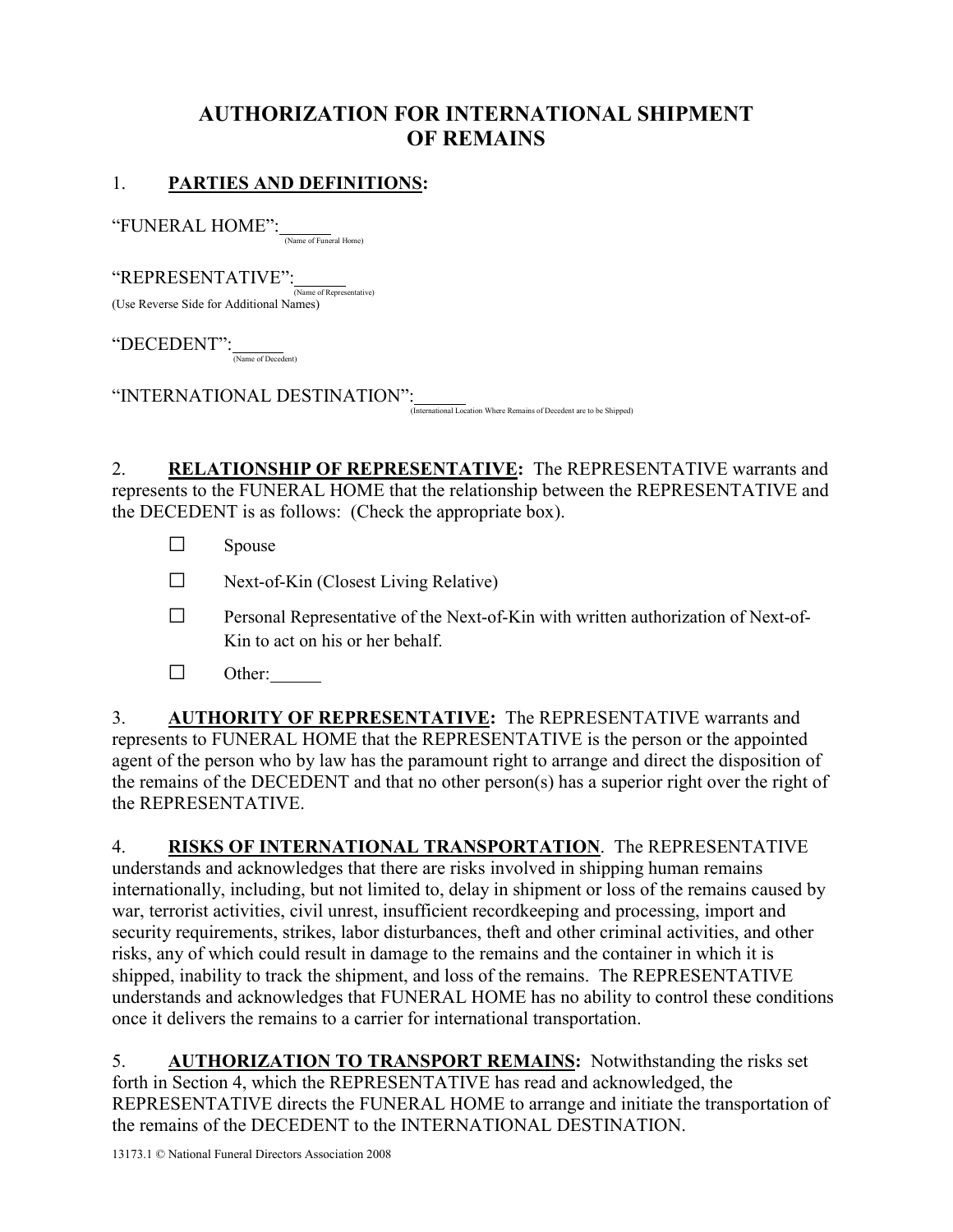# AUTHORIZATION FOR INTERNATIONAL SHIPMENT OF REMAINS

1. **PARTIES AND DEFINITIONS:**

"FUNERAL HOME":______
(Name of Funeral Home)

"REPRESENTATIVE":______
(Name of Representative)
(Use Reverse Side for Additional Names)

"DECEDENT":______
(Name of Decedent)

"INTERNATIONAL DESTINATION":______
(International Location Where Remains of Decedent are to be Shipped)

2. **RELATIONSHIP OF REPRESENTATIVE:** The REPRESENTATIVE warrants and represents to the FUNERAL HOME that the relationship between the REPRESENTATIVE and the DECEDENT is as follows: (Check the appropriate box).

☐ Spouse

☐ Next-of-Kin (Closest Living Relative)

☐ Personal Representative of the Next-of-Kin with written authorization of Next-of-Kin to act on his or her behalf.

☐ Other:______

3. **AUTHORITY OF REPRESENTATIVE:** The REPRESENTATIVE warrants and represents to FUNERAL HOME that the REPRESENTATIVE is the person or the appointed agent of the person who by law has the paramount right to arrange and direct the disposition of the remains of the DECEDENT and that no other person(s) has a superior right over the right of the REPRESENTATIVE.

4. **RISKS OF INTERNATIONAL TRANSPORTATION**. The REPRESENTATIVE understands and acknowledges that there are risks involved in shipping human remains internationally, including, but not limited to, delay in shipment or loss of the remains caused by war, terrorist activities, civil unrest, insufficient recordkeeping and processing, import and security requirements, strikes, labor disturbances, theft and other criminal activities, and other risks, any of which could result in damage to the remains and the container in which it is shipped, inability to track the shipment, and loss of the remains. The REPRESENTATIVE understands and acknowledges that FUNERAL HOME has no ability to control these conditions once it delivers the remains to a carrier for international transportation.

5. **AUTHORIZATION TO TRANSPORT REMAINS:** Notwithstanding the risks set forth in Section 4, which the REPRESENTATIVE has read and acknowledged, the REPRESENTATIVE directs the FUNERAL HOME to arrange and initiate the transportation of the remains of the DECEDENT to the INTERNATIONAL DESTINATION.

13173.1 © National Funeral Directors Association 2008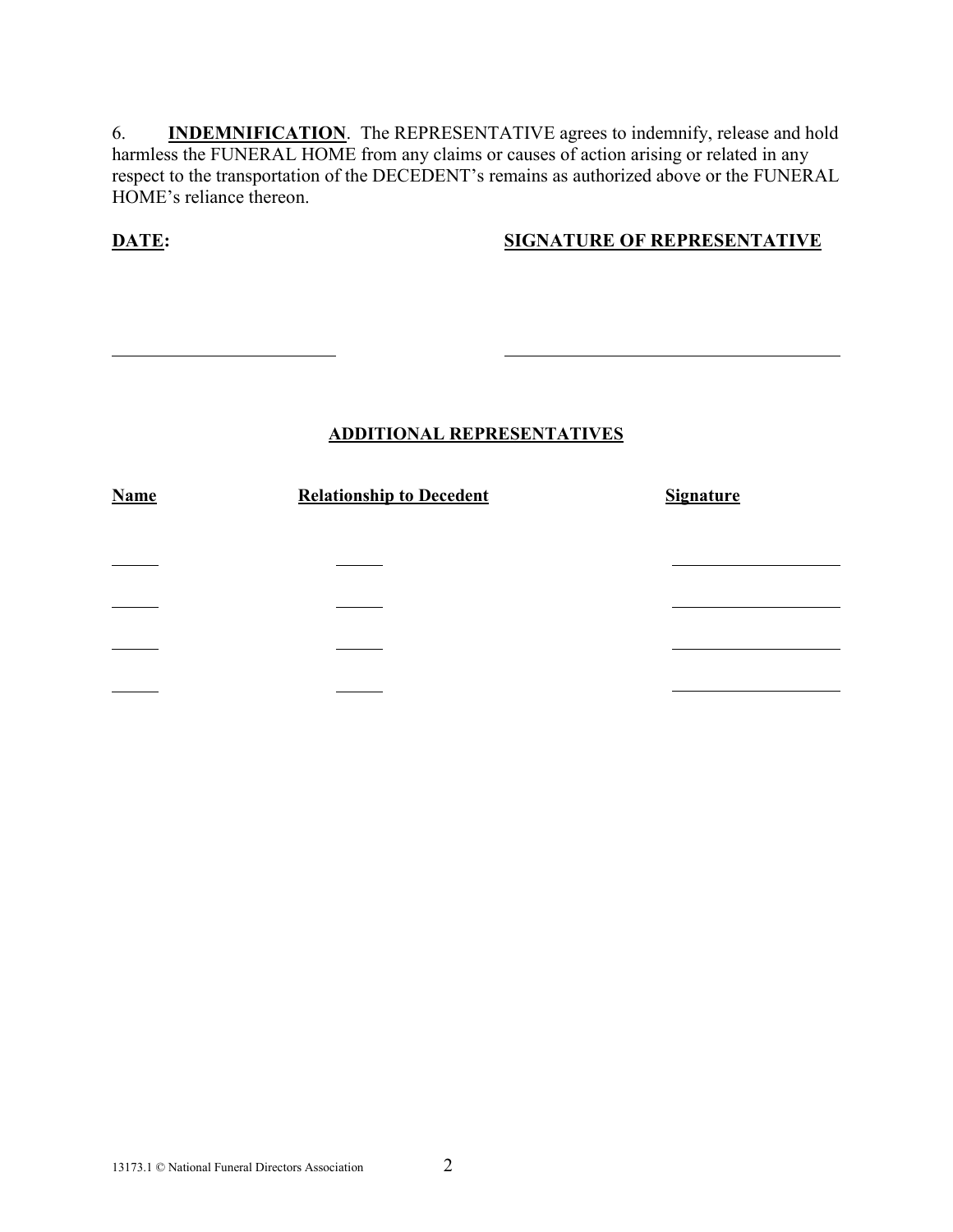6. **INDEMNIFICATION**. The REPRESENTATIVE agrees to indemnify, release and hold harmless the FUNERAL HOME from any claims or causes of action arising or related in any respect to the transportation of the DECEDENT's remains as authorized above or the FUNERAL HOME's reliance thereon.

**DATE:** **SIGNATURE OF REPRESENTATIVE**

\_\_\_\_\_\_\_\_\_\_\_\_\_\_\_\_\_\_\_\_\_\_\_\_ \_\_\_\_\_\_\_\_\_\_\_\_\_\_\_\_\_\_\_\_\_\_\_\_\_\_\_\_\_\_\_\_\_\_\_\_

**ADDITIONAL REPRESENTATIVES**

| **Name** | **Relationship to Decedent** | **Signature** |
|---|---|---|
| \_\_\_\_\_ | \_\_\_\_\_ | \_\_\_\_\_\_\_\_\_\_\_\_\_\_\_\_\_\_ |
| \_\_\_\_\_ | \_\_\_\_\_ | \_\_\_\_\_\_\_\_\_\_\_\_\_\_\_\_\_\_ |
| \_\_\_\_\_ | \_\_\_\_\_ | \_\_\_\_\_\_\_\_\_\_\_\_\_\_\_\_\_\_ |
| \_\_\_\_\_ | \_\_\_\_\_ | \_\_\_\_\_\_\_\_\_\_\_\_\_\_\_\_\_\_ |

13173.1 © National Funeral Directors Association